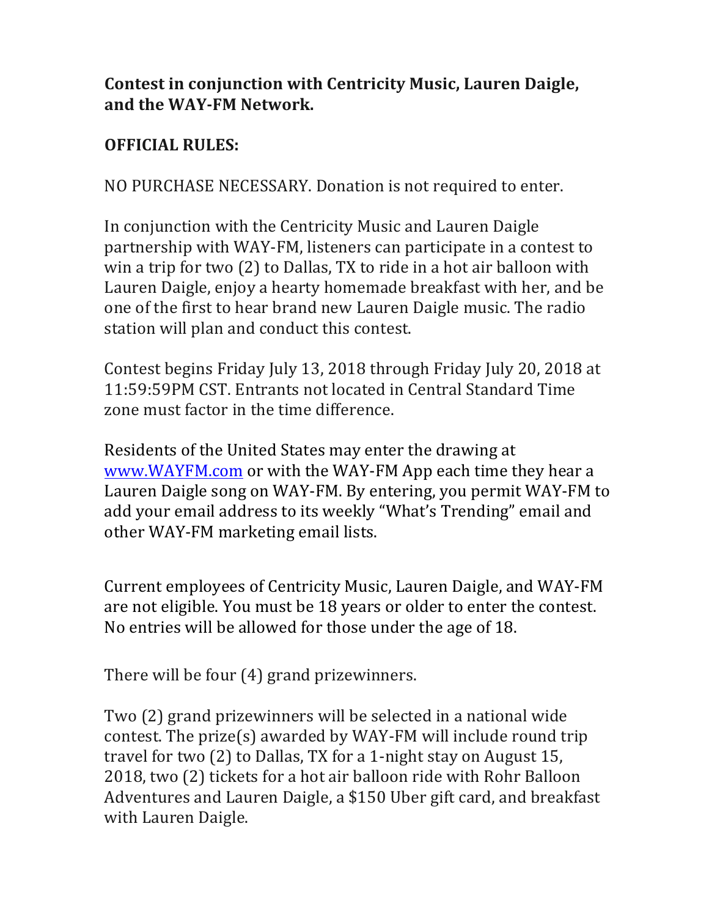**Contest in conjunction with Centricity Music, Lauren Daigle, and the WAY-FM Network.**

**OFFICIAL RULES:**

NO PURCHASE NECESSARY. Donation is not required to enter.

In conjunction with the Centricity Music and Lauren Daigle partnership with WAY-FM, listeners can participate in a contest to win a trip for two (2) to Dallas, TX to ride in a hot air balloon with Lauren Daigle, enjoy a hearty homemade breakfast with her, and be one of the first to hear brand new Lauren Daigle music. The radio station will plan and conduct this contest.

Contest begins Friday July 13, 2018 through Friday July 20, 2018 at 11:59:59PM CST. Entrants not located in Central Standard Time zone must factor in the time difference.

Residents of the United States may enter the drawing at [www.WAYFM.com](http://www.WAYFM.com) or with the WAY-FM App each time they hear a Lauren Daigle song on WAY-FM. By entering, you permit WAY-FM to add your email address to its weekly "What's Trending" email and other WAY-FM marketing email lists.

Current employees of Centricity Music, Lauren Daigle, and WAY-FM are not eligible. You must be 18 years or older to enter the contest. No entries will be allowed for those under the age of 18.

There will be four (4) grand prizewinners.

Two (2) grand prizewinners will be selected in a national wide contest. The prize(s) awarded by WAY-FM will include round trip travel for two (2) to Dallas, TX for a 1-night stay on August 15, 2018, two (2) tickets for a hot air balloon ride with Rohr Balloon Adventures and Lauren Daigle, a $150 Uber gift card, and breakfast with Lauren Daigle.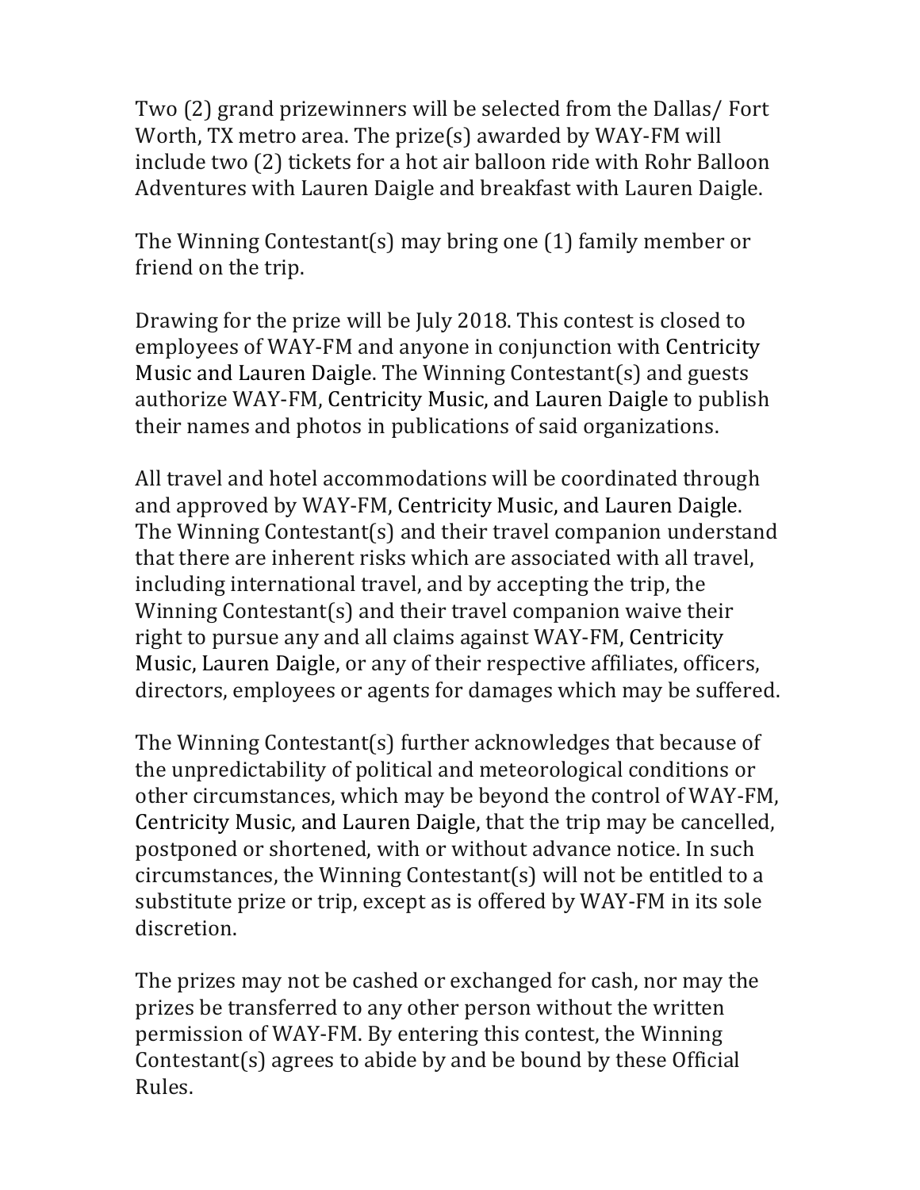Two (2) grand prizewinners will be selected from the Dallas/ Fort Worth, TX metro area. The prize(s) awarded by WAY-FM will include two (2) tickets for a hot air balloon ride with Rohr Balloon Adventures with Lauren Daigle and breakfast with Lauren Daigle.

The Winning Contestant(s) may bring one (1) family member or friend on the trip.

Drawing for the prize will be July 2018. This contest is closed to employees of WAY-FM and anyone in conjunction with Centricity Music and Lauren Daigle. The Winning Contestant(s) and guests authorize WAY-FM, Centricity Music, and Lauren Daigle to publish their names and photos in publications of said organizations.

All travel and hotel accommodations will be coordinated through and approved by WAY-FM, Centricity Music, and Lauren Daigle. The Winning Contestant(s) and their travel companion understand that there are inherent risks which are associated with all travel, including international travel, and by accepting the trip, the Winning Contestant(s) and their travel companion waive their right to pursue any and all claims against WAY-FM, Centricity Music, Lauren Daigle, or any of their respective affiliates, officers, directors, employees or agents for damages which may be suffered.

The Winning Contestant(s) further acknowledges that because of the unpredictability of political and meteorological conditions or other circumstances, which may be beyond the control of WAY-FM, Centricity Music, and Lauren Daigle, that the trip may be cancelled, postponed or shortened, with or without advance notice. In such circumstances, the Winning Contestant(s) will not be entitled to a substitute prize or trip, except as is offered by WAY-FM in its sole discretion.

The prizes may not be cashed or exchanged for cash, nor may the prizes be transferred to any other person without the written permission of WAY-FM. By entering this contest, the Winning Contestant(s) agrees to abide by and be bound by these Official Rules.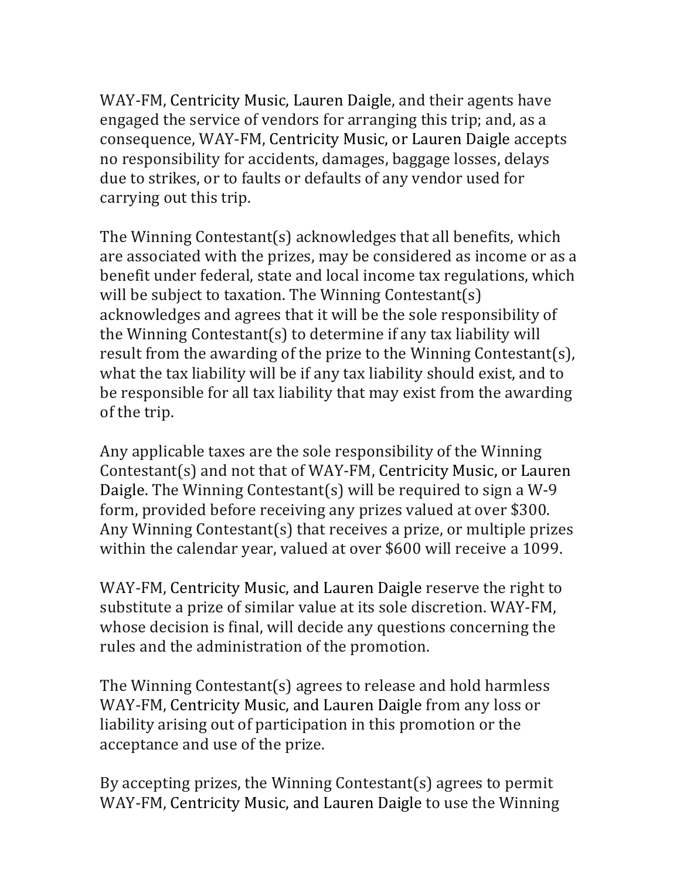WAY-FM, Centricity Music, Lauren Daigle, and their agents have engaged the service of vendors for arranging this trip; and, as a consequence, WAY-FM, Centricity Music, or Lauren Daigle accepts no responsibility for accidents, damages, baggage losses, delays due to strikes, or to faults or defaults of any vendor used for carrying out this trip.

The Winning Contestant(s) acknowledges that all benefits, which are associated with the prizes, may be considered as income or as a benefit under federal, state and local income tax regulations, which will be subject to taxation. The Winning Contestant(s) acknowledges and agrees that it will be the sole responsibility of the Winning Contestant(s) to determine if any tax liability will result from the awarding of the prize to the Winning Contestant(s), what the tax liability will be if any tax liability should exist, and to be responsible for all tax liability that may exist from the awarding of the trip.

Any applicable taxes are the sole responsibility of the Winning Contestant(s) and not that of WAY-FM, Centricity Music, or Lauren Daigle. The Winning Contestant(s) will be required to sign a W-9 form, provided before receiving any prizes valued at over $300. Any Winning Contestant(s) that receives a prize, or multiple prizes within the calendar year, valued at over $600 will receive a 1099.

WAY-FM, Centricity Music, and Lauren Daigle reserve the right to substitute a prize of similar value at its sole discretion. WAY-FM, whose decision is final, will decide any questions concerning the rules and the administration of the promotion.

The Winning Contestant(s) agrees to release and hold harmless WAY-FM, Centricity Music, and Lauren Daigle from any loss or liability arising out of participation in this promotion or the acceptance and use of the prize.

By accepting prizes, the Winning Contestant(s) agrees to permit WAY-FM, Centricity Music, and Lauren Daigle to use the Winning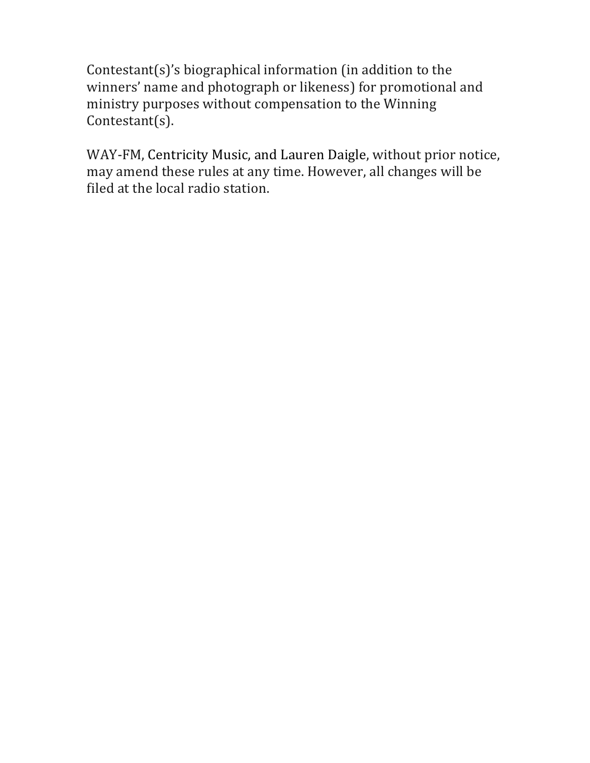Contestant(s)'s biographical information (in addition to the winners' name and photograph or likeness) for promotional and ministry purposes without compensation to the Winning Contestant(s).

WAY-FM, Centricity Music, and Lauren Daigle, without prior notice, may amend these rules at any time. However, all changes will be filed at the local radio station.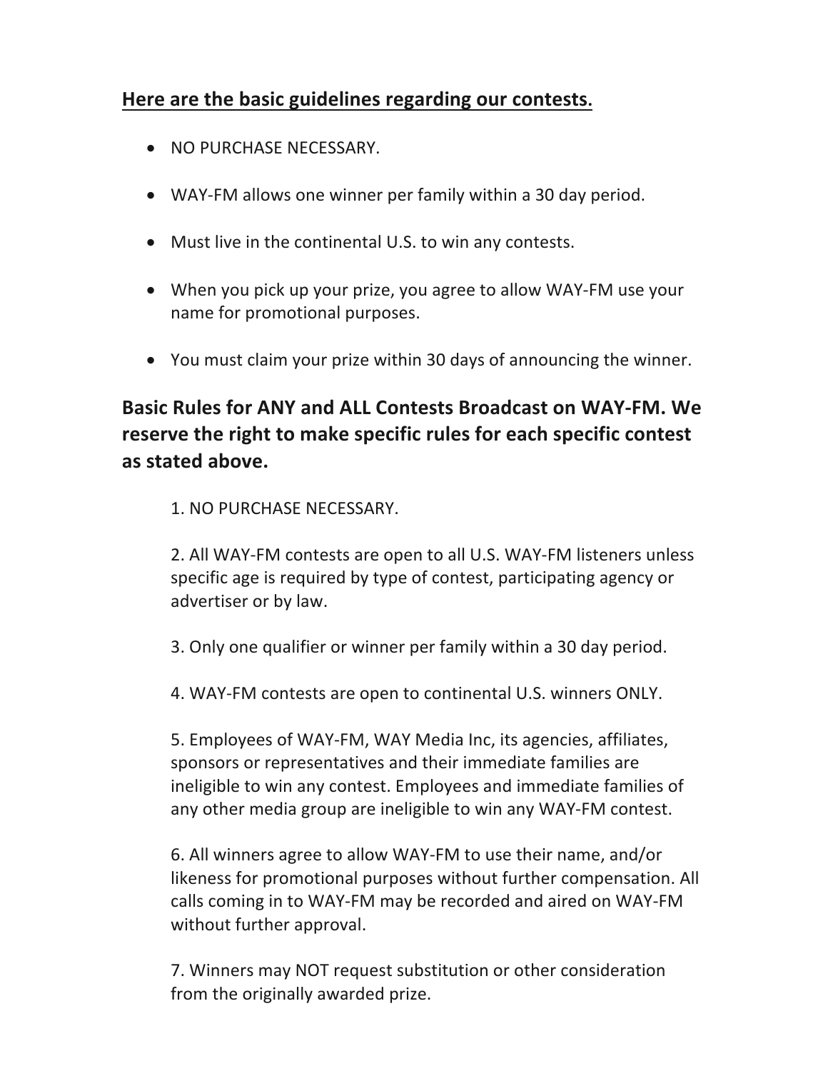**<u>Here are the basic guidelines regarding our contests.</u>**

- NO PURCHASE NECESSARY.
- WAY-FM allows one winner per family within a 30 day period.
- Must live in the continental U.S. to win any contests.
- When you pick up your prize, you agree to allow WAY-FM use your name for promotional purposes.
- You must claim your prize within 30 days of announcing the winner.

**Basic Rules for ANY and ALL Contests Broadcast on WAY-FM. We reserve the right to make specific rules for each specific contest as stated above.**

1. NO PURCHASE NECESSARY.

2. All WAY-FM contests are open to all U.S. WAY-FM listeners unless specific age is required by type of contest, participating agency or advertiser or by law.

3. Only one qualifier or winner per family within a 30 day period.

4. WAY-FM contests are open to continental U.S. winners ONLY.

5. Employees of WAY-FM, WAY Media Inc, its agencies, affiliates, sponsors or representatives and their immediate families are ineligible to win any contest. Employees and immediate families of any other media group are ineligible to win any WAY-FM contest.

6. All winners agree to allow WAY-FM to use their name, and/or likeness for promotional purposes without further compensation. All calls coming in to WAY-FM may be recorded and aired on WAY-FM without further approval.

7. Winners may NOT request substitution or other consideration from the originally awarded prize.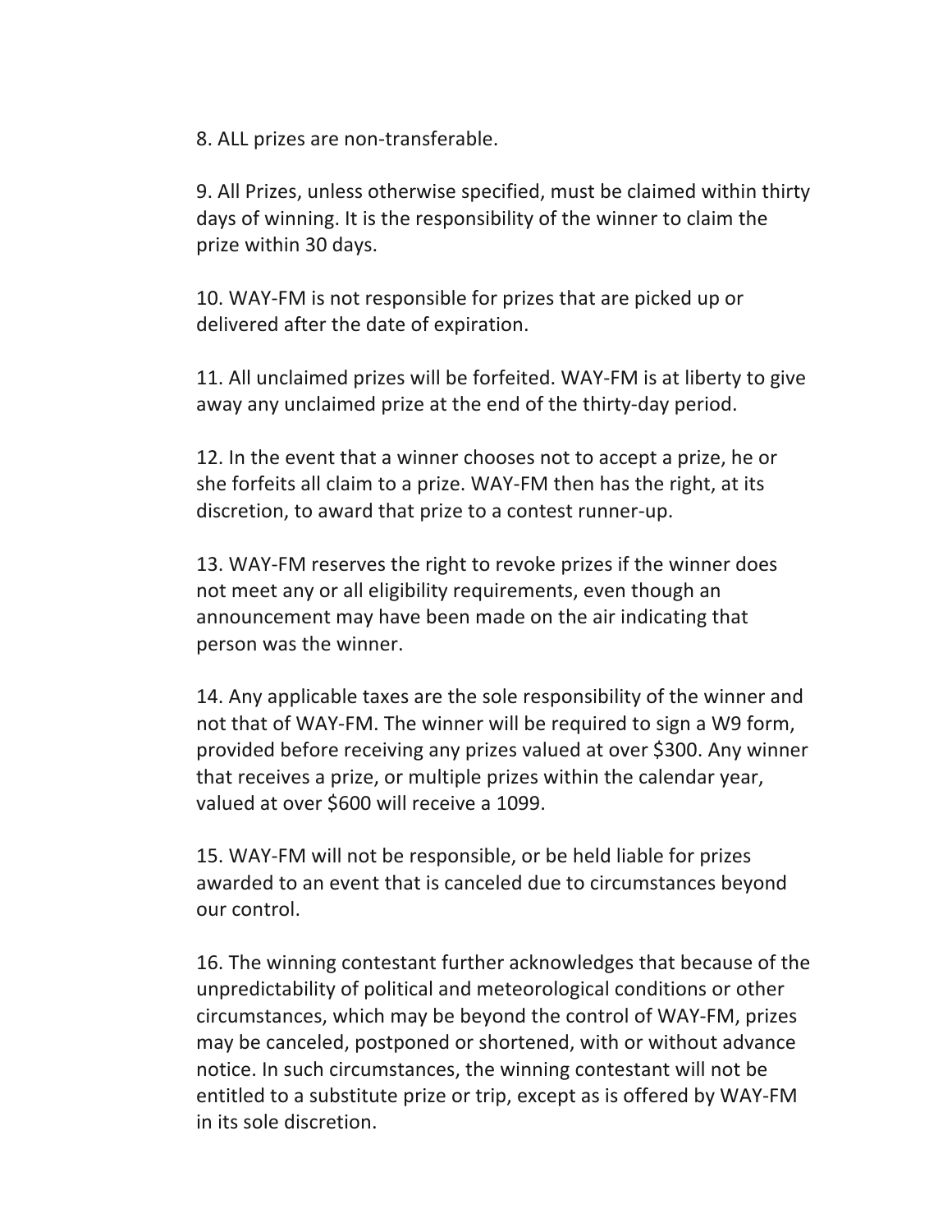8. ALL prizes are non-transferable.

9. All Prizes, unless otherwise specified, must be claimed within thirty days of winning. It is the responsibility of the winner to claim the prize within 30 days.

10. WAY-FM is not responsible for prizes that are picked up or delivered after the date of expiration.

11. All unclaimed prizes will be forfeited. WAY-FM is at liberty to give away any unclaimed prize at the end of the thirty-day period.

12. In the event that a winner chooses not to accept a prize, he or she forfeits all claim to a prize. WAY-FM then has the right, at its discretion, to award that prize to a contest runner-up.

13. WAY-FM reserves the right to revoke prizes if the winner does not meet any or all eligibility requirements, even though an announcement may have been made on the air indicating that person was the winner.

14. Any applicable taxes are the sole responsibility of the winner and not that of WAY-FM. The winner will be required to sign a W9 form, provided before receiving any prizes valued at over $300. Any winner that receives a prize, or multiple prizes within the calendar year, valued at over $600 will receive a 1099.

15. WAY-FM will not be responsible, or be held liable for prizes awarded to an event that is canceled due to circumstances beyond our control.

16. The winning contestant further acknowledges that because of the unpredictability of political and meteorological conditions or other circumstances, which may be beyond the control of WAY-FM, prizes may be canceled, postponed or shortened, with or without advance notice. In such circumstances, the winning contestant will not be entitled to a substitute prize or trip, except as is offered by WAY-FM in its sole discretion.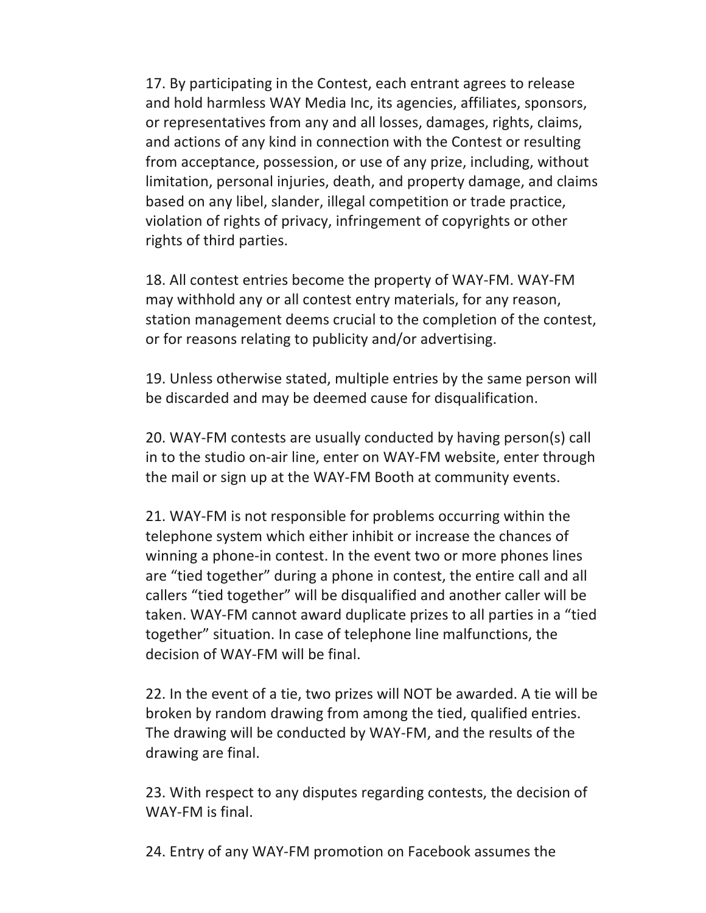17. By participating in the Contest, each entrant agrees to release and hold harmless WAY Media Inc, its agencies, affiliates, sponsors, or representatives from any and all losses, damages, rights, claims, and actions of any kind in connection with the Contest or resulting from acceptance, possession, or use of any prize, including, without limitation, personal injuries, death, and property damage, and claims based on any libel, slander, illegal competition or trade practice, violation of rights of privacy, infringement of copyrights or other rights of third parties.

18. All contest entries become the property of WAY-FM. WAY-FM may withhold any or all contest entry materials, for any reason, station management deems crucial to the completion of the contest, or for reasons relating to publicity and/or advertising.

19. Unless otherwise stated, multiple entries by the same person will be discarded and may be deemed cause for disqualification.

20. WAY-FM contests are usually conducted by having person(s) call in to the studio on-air line, enter on WAY-FM website, enter through the mail or sign up at the WAY-FM Booth at community events.

21. WAY-FM is not responsible for problems occurring within the telephone system which either inhibit or increase the chances of winning a phone-in contest. In the event two or more phones lines are "tied together" during a phone in contest, the entire call and all callers "tied together" will be disqualified and another caller will be taken. WAY-FM cannot award duplicate prizes to all parties in a "tied together" situation. In case of telephone line malfunctions, the decision of WAY-FM will be final.

22. In the event of a tie, two prizes will NOT be awarded. A tie will be broken by random drawing from among the tied, qualified entries. The drawing will be conducted by WAY-FM, and the results of the drawing are final.

23. With respect to any disputes regarding contests, the decision of WAY-FM is final.

24. Entry of any WAY-FM promotion on Facebook assumes the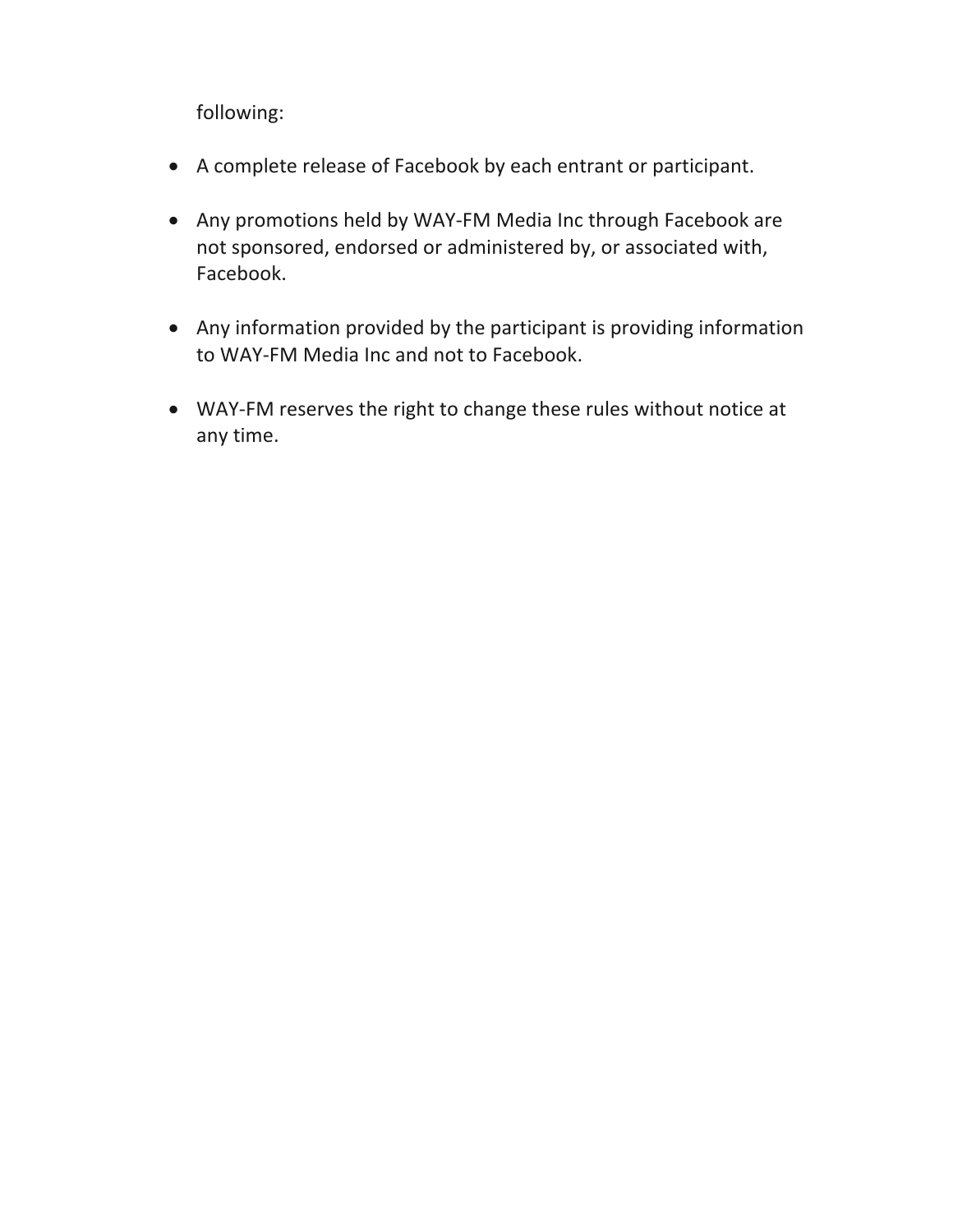following:

- A complete release of Facebook by each entrant or participant.
- Any promotions held by WAY-FM Media Inc through Facebook are not sponsored, endorsed or administered by, or associated with, Facebook.
- Any information provided by the participant is providing information to WAY-FM Media Inc and not to Facebook.
- WAY-FM reserves the right to change these rules without notice at any time.